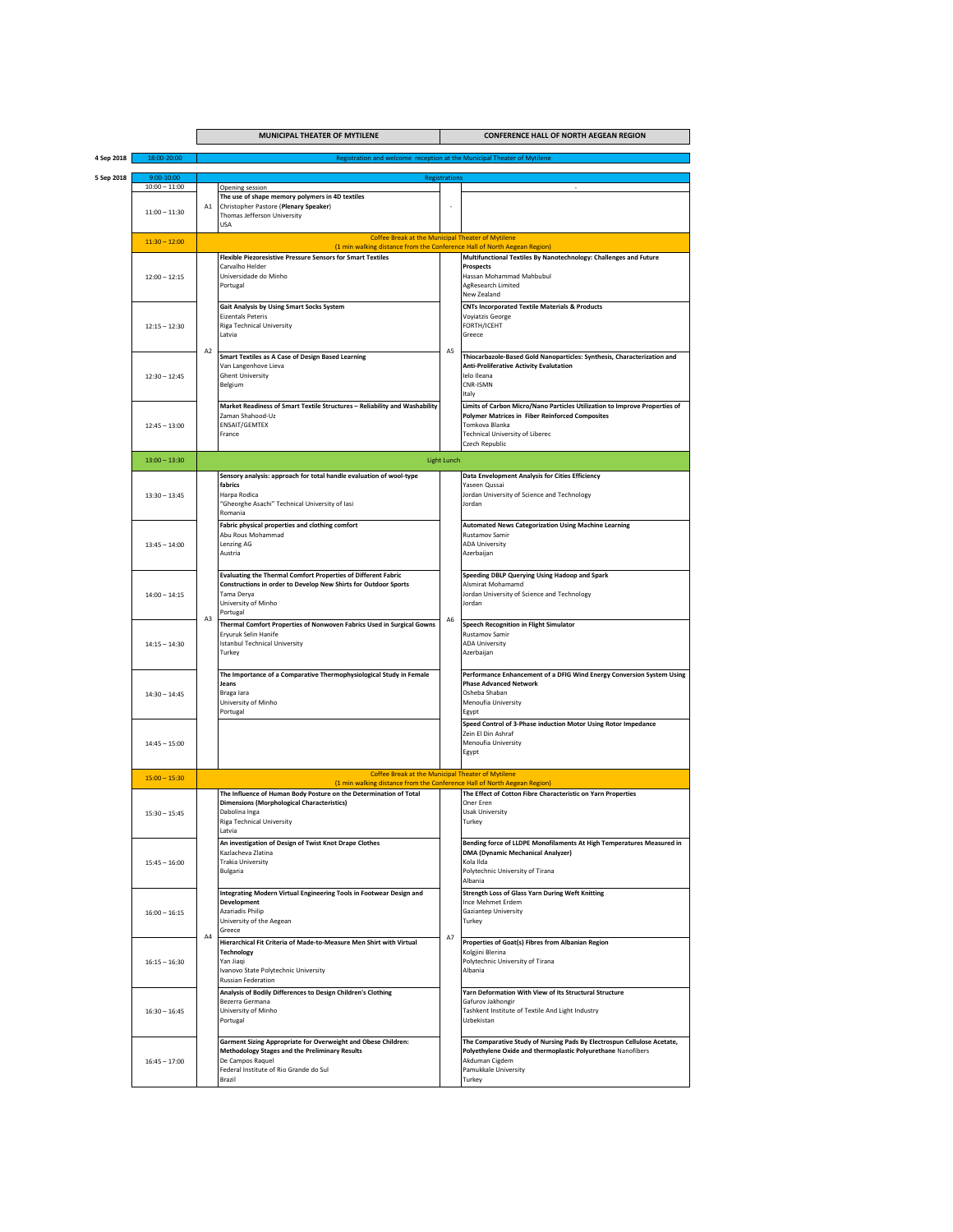| Date | Time | | MUNICIPAL THEATER OF MYTILENE | | CONFERENCE HALL OF NORTH AEGEAN REGION |
|---|---|---|---|---|---|
| 4 Sep 2018 | 18:00-20:00 | | Registration and welcome reception at the Municipal Theater of Mytilene | | |
| 5 Sep 2018 | 9:00-10:00 | | Registrations | | |
| | 10:00 – 11:00 | | Opening session | | - |
| | 11:00 – 11:30 | A1 | **The use of shape memory polymers in 4D textiles** Christopher Pastore (**Plenary Speaker**) Thomas Jefferson University USA | - | |
| | 11:30 – 12:00 | | Coffee Break at the Municipal Theater of Mytilene (1 min walking distance from the Conference Hall of North Aegean Region) | | |
| | 12:00 – 12:15 | A2 | **Flexible Piezoresistive Pressure Sensors for Smart Textiles** Carvalho Helder Universidade do Minho Portugal | A5 | **Multifunctional Textiles By Nanotechnology: Challenges and Future Prospects** Hassan Mohammad Mahbubul AgResearch Limited New Zealand |
| | 12:15 – 12:30 | A2 | **Gait Analysis by Using Smart Socks System** Eizentals Peteris Riga Technical University Latvia | A5 | **CNTs Incorporated Textile Materials & Products** Voyiatzis George FORTH/ICEHT Greece |
| | 12:30 – 12:45 | A2 | **Smart Textiles as A Case of Design Based Learning** Van Langenhove Lieva Ghent University Belgium | A5 | **Thiocarbazole-Based Gold Nanoparticles: Synthesis, Characterization and Anti-Proliferative Activity Evalutation** Ielo Ileana CNR-ISMN Italy |
| | 12:45 – 13:00 | A2 | **Market Readiness of Smart Textile Structures – Reliability and Washability** Zaman Shahood-Uz ENSAIT/GEMTEX France | A5 | **Limits of Carbon Micro/Nano Particles Utilization to Improve Properties of Polymer Matrices in Fiber Reinforced Composites** Tomkova Blanka Technical University of Liberec Czech Republic |
| | 13:00 – 13:30 | | Light Lunch | | |
| | 13:30 – 13:45 | A3 | **Sensory analysis: approach for total handle evaluation of wool-type fabrics** Harpa Rodica "Gheorghe Asachi" Technical University of Iasi Romania | A6 | **Data Envelopment Analysis for Cities Efficiency** Yaseen Qussai Jordan University of Science and Technology Jordan |
| | 13:45 – 14:00 | A3 | **Fabric physical properties and clothing comfort** Abu Rous Mohammad Lenzing AG Austria | A6 | **Automated News Categorization Using Machine Learning** Rustamov Samir ADA University Azerbaijan |
| | 14:00 – 14:15 | A3 | **Evaluating the Thermal Comfort Properties of Different Fabric Constructions in order to Develop New Shirts for Outdoor Sports** Tama Derya University of Minho Portugal | A6 | **Speeding DBLP Querying Using Hadoop and Spark** Alsmirat Mohammd Jordan University of Science and Technology Jordan |
| | 14:15 – 14:30 | A3 | **Thermal Comfort Properties of Nonwoven Fabrics Used in Surgical Gowns** Eryuruk Selin Hanife Istanbul Technical University Turkey | A6 | **Speech Recognition in Flight Simulator** Rustamov Samir ADA University Azerbaijan |
| | 14:30 – 14:45 | A3 | **The Importance of a Comparative Thermophysiological Study in Female Jeans** Braga Iara University of Minho Portugal | A6 | **Performance Enhancement of a DFIG Wind Energy Conversion System Using Phase Advanced Network** Osheba Shaban Menoufia University Egypt |
| | 14:45 – 15:00 | A3 | | A6 | **Speed Control of 3-Phase induction Motor Using Rotor Impedance** Zein El Din Ashraf Menoufia University Egypt |
| | 15:00 – 15:30 | | Coffee Break at the Municipal Theater of Mytilene (1 min walking distance from the Conference Hall of North Aegean Region) | | |
| | 15:30 – 15:45 | A4 | **The Influence of Human Body Posture on the Determination of Total Dimensions (Morphological Characteristics)** Dabolina Inga Riga Technical University Latvia | A7 | **The Effect of Cotton Fibre Characteristic on Yarn Properties** Oner Eren Usak University Turkey |
| | 15:45 – 16:00 | A4 | **An investigation of Design of Twist Knot Drape Clothes** Kazlacheva Zlatina Trakia University Bulgaria | A7 | **Bending force of LLDPE Monofilaments At High Temperatures Measured in DMA (Dynamic Mechanical Analyzer)** Kola Ilda Polytechnic University of Tirana Albania |
| | 16:00 – 16:15 | A4 | **Integrating Modern Virtual Engineering Tools in Footwear Design and Development** Azariadis Philip University of the Aegean Greece | A7 | **Strength Loss of Glass Yarn During Weft Knitting** Ince Mehmet Erdem Gaziantep University Turkey |
| | 16:15 – 16:30 | A4 | **Hierarchical Fit Criteria of Made-to-Measure Men Shirt with Virtual Technology** Yan Jiaqi Ivanovo State Polytechnic University Russian Federation | A7 | **Properties of Goat(s) Fibres from Albanian Region** Kolgjini Blerina Polytechnic University of Tirana Albania |
| | 16:30 – 16:45 | A4 | **Analysis of Bodily Differences to Design Children's Clothing** Bezerra Germana University of Minho Portugal | A7 | **Yarn Deformation With View of Its Structural Structure** Gafurov Jakhongir Tashkent Institute of Textile And Light Industry Uzbekistan |
| | 16:45 – 17:00 | A4 | **Garment Sizing Appropriate for Overweight and Obese Children: Methodology Stages and the Preliminary Results** De Campos Raquel Federal Institute of Rio Grande do Sul Brazil | A7 | **The Comparative Study of Nursing Pads By Electrospun Cellulose Acetate, Polyethylene Oxide and thermoplastic Polyurethane** Nanofibers Akduman Cigdem Pamukkale University Turkey |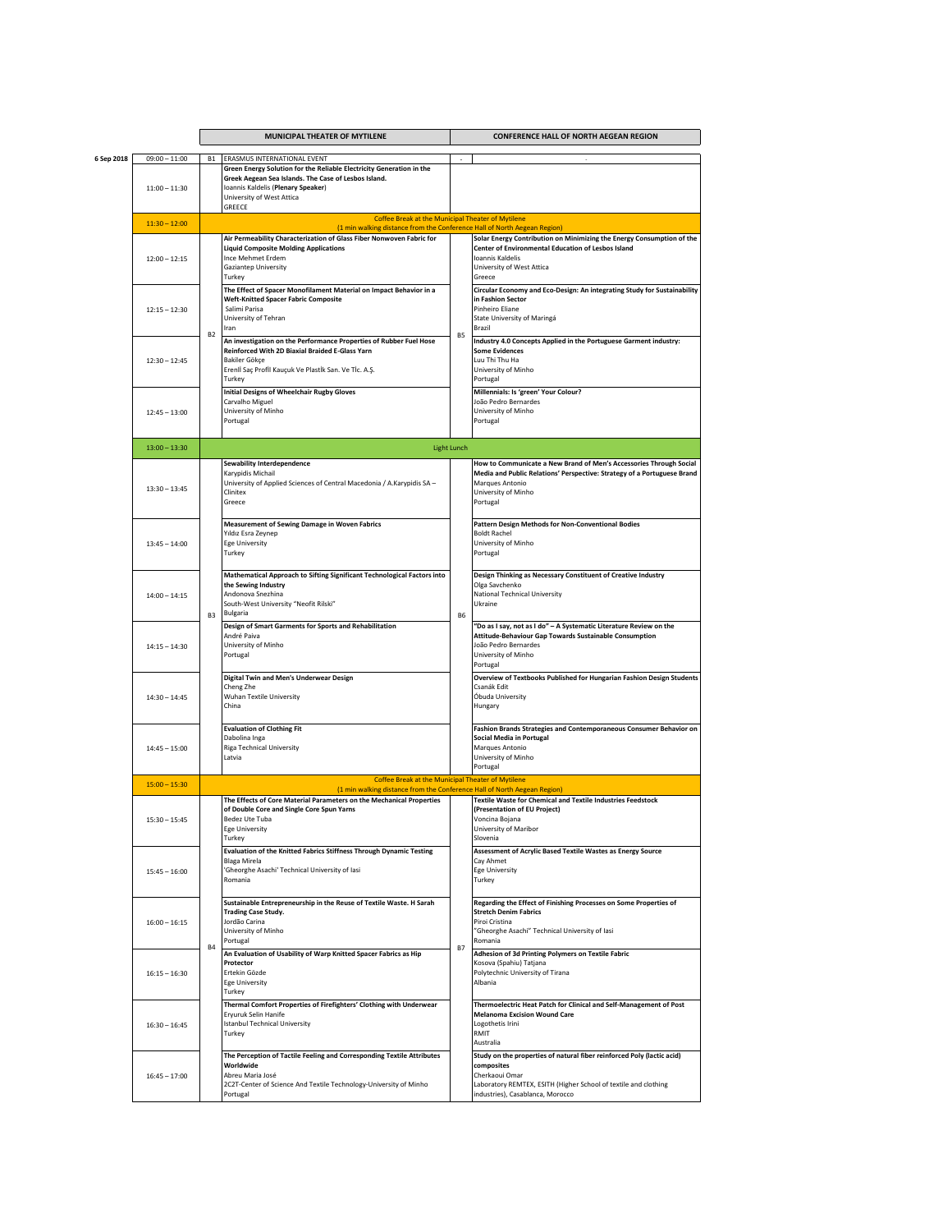| Date | Time | Session | MUNICIPAL THEATER OF MYTILENE | Session | CONFERENCE HALL OF NORTH AEGEAN REGION |
|---|---|---|---|---|---|
| 6 Sep 2018 | 09:00 – 11:00 | B1 | ERASMUS INTERNATIONAL EVENT | - | - |
| | 11:00 – 11:30 | | **Green Energy Solution for the Reliable Electricity Generation in the Greek Aegean Sea Islands. The Case of Lesbos Island.** Ioannis Kaldelis (**Plenary Speaker**) University of West Attica GREECE | | |
| | 11:30 – 12:00 | | Coffee Break at the Municipal Theater of Mytilene (1 min walking distance from the Conference Hall of North Aegean Region) | | |
| | 12:00 – 12:15 | B2 | **Air Permeability Characterization of Glass Fiber Nonwoven Fabric for Liquid Composite Molding Applications** Ince Mehmet Erdem Gaziantep University Turkey | B5 | **Solar Energy Contribution on Minimizing the Energy Consumption of the Center of Environmental Education of Lesbos Island** Ioannis Kaldelis University of West Attica Greece |
| | 12:15 – 12:30 | B2 | **The Effect of Spacer Monofilament Material on Impact Behavior in a Weft-Knitted Spacer Fabric Composite** Salimi Parisa University of Tehran Iran | B5 | **Circular Economy and Eco-Design: An integrating Study for Sustainability in Fashion Sector** Pinheiro Eliane State University of Maringá Brazil |
| | 12:30 – 12:45 | B2 | **An investigation on the Performance Properties of Rubber Fuel Hose Reinforced With 2D Biaxial Braided E-Glass Yarn** Bakiler Gökçe Erenli Saç Profil Kauçuk Ve Plastik San. Ve Tic. A.Ş. Turkey | B5 | **Industry 4.0 Concepts Applied in the Portuguese Garment industry: Some Evidences** Luu Thi Thu Ha University of Minho Portugal |
| | 12:45 – 13:00 | B2 | **Initial Designs of Wheelchair Rugby Gloves** Carvalho Miguel University of Minho Portugal | B5 | **Millennials: Is 'green' Your Colour?** João Pedro Bernardes University of Minho Portugal |
| | 13:00 – 13:30 | | Light Lunch | | |
| | 13:30 – 13:45 | B3 | **Sewability Interdependence** Karypidis Michail University of Applied Sciences of Central Macedonia / A.Karypidis SA – Clinitex Greece | B6 | **How to Communicate a New Brand of Men's Accessories Through Social Media and Public Relations' Perspective: Strategy of a Portuguese Brand** Marques Antonio University of Minho Portugal |
| | 13:45 – 14:00 | B3 | **Measurement of Sewing Damage in Woven Fabrics** Yıldız Esra Zeynep Ege University Turkey | B6 | **Pattern Design Methods for Non-Conventional Bodies** Boldt Rachel University of Minho Portugal |
| | 14:00 – 14:15 | B3 | **Mathematical Approach to Sifting Significant Technological Factors into the Sewing Industry** Andonova Snezhina South-West University "Neofit Rilski" Bulgaria | B6 | **Design Thinking as Necessary Constituent of Creative Industry** Olga Savchenko National Technical University Ukraine |
| | 14:15 – 14:30 | B3 | **Design of Smart Garments for Sports and Rehabilitation** André Paiva University of Minho Portugal | B6 | **"Do as I say, not as I do" – A Systematic Literature Review on the Attitude-Behaviour Gap Towards Sustainable Consumption** João Pedro Bernardes University of Minho Portugal |
| | 14:30 – 14:45 | B3 | **Digital Twin and Men's Underwear Design** Cheng Zhe Wuhan Textile University China | B6 | **Overview of Textbooks Published for Hungarian Fashion Design Students** Csanák Edit Óbuda University Hungary |
| | 14:45 – 15:00 | B3 | **Evaluation of Clothing Fit** Dabolina Inga Riga Technical University Latvia | B6 | **Fashion Brands Strategies and Contemporaneous Consumer Behavior on Social Media in Portugal** Marques Antonio University of Minho Portugal |
| | 15:00 – 15:30 | | Coffee Break at the Municipal Theater of Mytilene (1 min walking distance from the Conference Hall of North Aegean Region) | | |
| | 15:30 – 15:45 | B4 | **The Effects of Core Material Parameters on the Mechanical Properties of Double Core and Single Core Spun Yarns** Bedez Ute Tuba Ege University Turkey | B7 | **Textile Waste for Chemical and Textile Industries Feedstock (Presentation of EU Project)** Voncina Bojana University of Maribor Slovenia |
| | 15:45 – 16:00 | B4 | **Evaluation of the Knitted Fabrics Stiffness Through Dynamic Testing** Blaga Mirela 'Gheorghe Asachi' Technical University of Iasi Romania | B7 | **Assessment of Acrylic Based Textile Wastes as Energy Source** Cay Ahmet Ege University Turkey |
| | 16:00 – 16:15 | B4 | **Sustainable Entrepreneurship in the Reuse of Textile Waste. H Sarah Trading Case Study.** Jordão Carina University of Minho Portugal | B7 | **Regarding the Effect of Finishing Processes on Some Properties of Stretch Denim Fabrics** Piroi Cristina "Gheorghe Asachi" Technical University of Iasi Romania |
| | 16:15 – 16:30 | B4 | **An Evaluation of Usability of Warp Knitted Spacer Fabrics as Hip Protector** Ertekin Gözde Ege University Turkey | B7 | **Adhesion of 3d Printing Polymers on Textile Fabric** Kosova (Spahiu) Tatjana Polytechnic University of Tirana Albania |
| | 16:30 – 16:45 | B4 | **Thermal Comfort Properties of Firefighters' Clothing with Underwear** Eryuruk Selin Hanife Istanbul Technical University Turkey | B7 | **Thermoelectric Heat Patch for Clinical and Self-Management of Post Melanoma Excision Wound Care** Logothetis Irini RMIT Australia |
| | 16:45 – 17:00 | B4 | **The Perception of Tactile Feeling and Corresponding Textile Attributes Worldwide** Abreu Maria José 2C2T-Center of Science And Textile Technology-University of Minho Portugal | B7 | **Study on the properties of natural fiber reinforced Poly (lactic acid) composites** Cherkaoui Omar Laboratory REMTEX, ESITH (Higher School of textile and clothing industries), Casablanca, Morocco |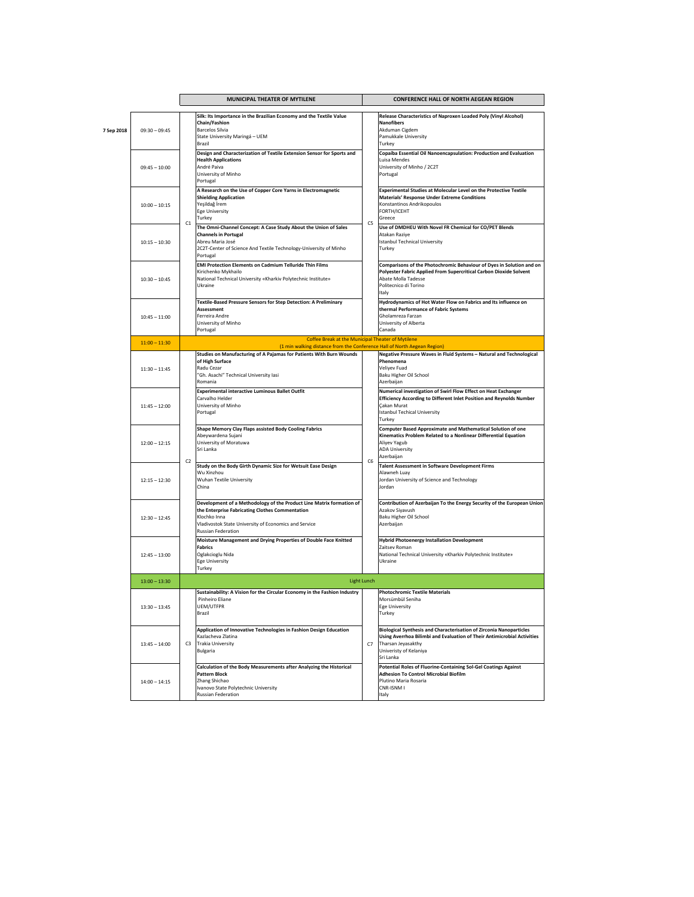| | | | MUNICIPAL THEATER OF MYTILENE | | CONFERENCE HALL OF NORTH AEGEAN REGION |
|---|---|---|---|---|---|
| 7 Sep 2018 | 09:30 – 09:45 | C1 | **Silk: Its Importance in the Brazilian Economy and the Textile Value Chain/Fashion**<br>Barcelos Silvia<br>State University Maringá – UEM<br>Brazil | C5 | **Release Characteristics of Naproxen Loaded Poly (Vinyl Alcohol) Nanofibers**<br>Akduman Cigdem<br>Pamukkale University<br>Turkey |
| | 09:45 – 10:00 | C1 | **Design and Characterization of Textile Extension Sensor for Sports and Health Applications**<br>André Paiva<br>University of Minho<br>Portugal | C5 | **Copaiba Essential Oil Nanoencapsulation: Production and Evaluation**<br>Luisa Mendes<br>University of Minho / 2C2T<br>Portugal |
| | 10:00 – 10:15 | C1 | **A Research on the Use of Copper Core Yarns in Electromagnetic Shielding Application**<br>Yeşildağ İrem<br>Ege University<br>Turkey | C5 | **Experimental Studies at Molecular Level on the Protective Textile Materials' Response Under Extreme Conditions**<br>Konstantinos Andrikopoulos<br>FORTH/ICEHT<br>Greece |
| | 10:15 – 10:30 | C1 | **The Omni-Channel Concept: A Case Study About the Union of Sales Channels in Portugal**<br>Abreu Maria José<br>2C2T-Center of Science And Textile Technology-University of Minho<br>Portugal | C5 | **Use of DMDHEU With Novel FR Chemical for CO/PET Blends**<br>Atakan Raziye<br>Istanbul Technical University<br>Turkey |
| | 10:30 – 10:45 | C1 | **EMI Protection Elements on Cadmium Telluride Thin Films**<br>Kirichenko Mykhailo<br>National Technical University «Kharkiv Polytechnic Institute»<br>Ukraine | C5 | **Comparisons of the Photochromic Behaviour of Dyes in Solution and on Polyester Fabric Applied From Supercritical Carbon Dioxide Solvent**<br>Abate Molla Tadesse<br>Politecnico di Torino<br>Italy |
| | 10:45 – 11:00 | C1 | **Textile-Based Pressure Sensors for Step Detection: A Preliminary Assessment**<br>Ferreira Andre<br>University of Minho<br>Portugal | C5 | **Hydrodynamics of Hot Water Flow on Fabrics and Its influence on thermal Performance of Fabric Systems**<br>Gholamreza Farzan<br>University of Alberta<br>Canada |
| | 11:00 – 11:30 | | Coffee Break at the Municipal Theater of Mytilene (1 min walking distance from the Conference Hall of North Aegean Region) | | |
| | 11:30 – 11:45 | C2 | **Studies on Manufacturing of A Pajamas for Patients With Burn Wounds of High Surface**<br>Radu Cezar<br>"Gh. Asachi" Technical University Iasi<br>Romania | C6 | **Negative Pressure Waves in Fluid Systems – Natural and Technological Phenomena**<br>Veliyev Fuad<br>Baku Higher Oil School<br>Azerbaijan |
| | 11:45 – 12:00 | C2 | **Experimental interactive Luminous Ballet Outfit**<br>Carvalho Helder<br>University of Minho<br>Portugal | C6 | **Numerical investigation of Swirl Flow Effect on Heat Exchanger Efficiency According to Different Inlet Position and Reynolds Number**<br>Çakan Murat<br>Istanbul Techical University<br>Turkey |
| | 12:00 – 12:15 | C2 | **Shape Memory Clay Flaps assisted Body Cooling Fabrics**<br>Abeywardena Sujani<br>University of Moratuwa<br>Sri Lanka | C6 | **Computer Based Approximate and Mathematical Solution of one Kinematics Problem Related to a Nonlinear Differential Equation**<br>Aliyev Yagub<br>ADA University<br>Azerbaijan |
| | 12:15 – 12:30 | C2 | **Study on the Body Girth Dynamic Size for Wetsuit Ease Design**<br>Wu Xinzhou<br>Wuhan Textile University<br>China | C6 | **Talent Assessment in Software Development Firms**<br>Alawneh Luay<br>Jordan University of Science and Technology<br>Jordan |
| | 12:30 – 12:45 | C2 | **Development of a Methodology of the Product Line Matrix formation of the Enterprise Fabricating Clothes Commentation**<br>Klochko Inna<br>Vladivostok State University of Economics and Service<br>Russian Federation | C6 | **Contribution of Azerbaijan To the Energy Security of the European Union**<br>Azakov Siyavush<br>Baku Higher Oil School<br>Azerbaijan |
| | 12:45 – 13:00 | C2 | **Moisture Management and Drying Properties of Double Face Knitted Fabrics**<br>Oglakcioglu Nida<br>Ege University<br>Turkey | C6 | **Hybrid Photoenergy Installation Development**<br>Zaitsev Roman<br>National Technical University «Kharkiv Polytechnic Institute»<br>Ukraine |
| | 13:00 – 13:30 | | Light Lunch | | |
| | 13:30 – 13:45 | C3 | **Sustainability: A Vision for the Circular Economy in the Fashion Industry**<br>Pinheiro Eliane<br>UEM/UTFPR<br>Brazil | C7 | **Photochromic Textile Materials**<br>Morsümbül Seniha<br>Ege University<br>Turkey |
| | 13:45 – 14:00 | C3 | **Application of Innovative Technologies in Fashion Design Education**<br>Kazlacheva Zlatina<br>Trakia University<br>Bulgaria | C7 | **Biological Synthesis and Characterisation of Zirconia Nanoparticles Using Averrhoa Bilimbi and Evaluation of Their Antimicrobial Activities**<br>Tharsan Jeyasakthy<br>Univeristy of Kelaniya<br>Sri Lanka |
| | 14:00 – 14:15 | C3 | **Calculation of the Body Measurements after Analyzing the Historical Pattern Block**<br>Zhang Shichao<br>Ivanovo State Polytechnic University<br>Russian Federation | C7 | **Potential Roles of Fluorine-Containing Sol-Gel Coatings Against Adhesion To Control Microbial Biofilm**<br>Plutino Maria Rosaria<br>CNR-ISNM I<br>Italy |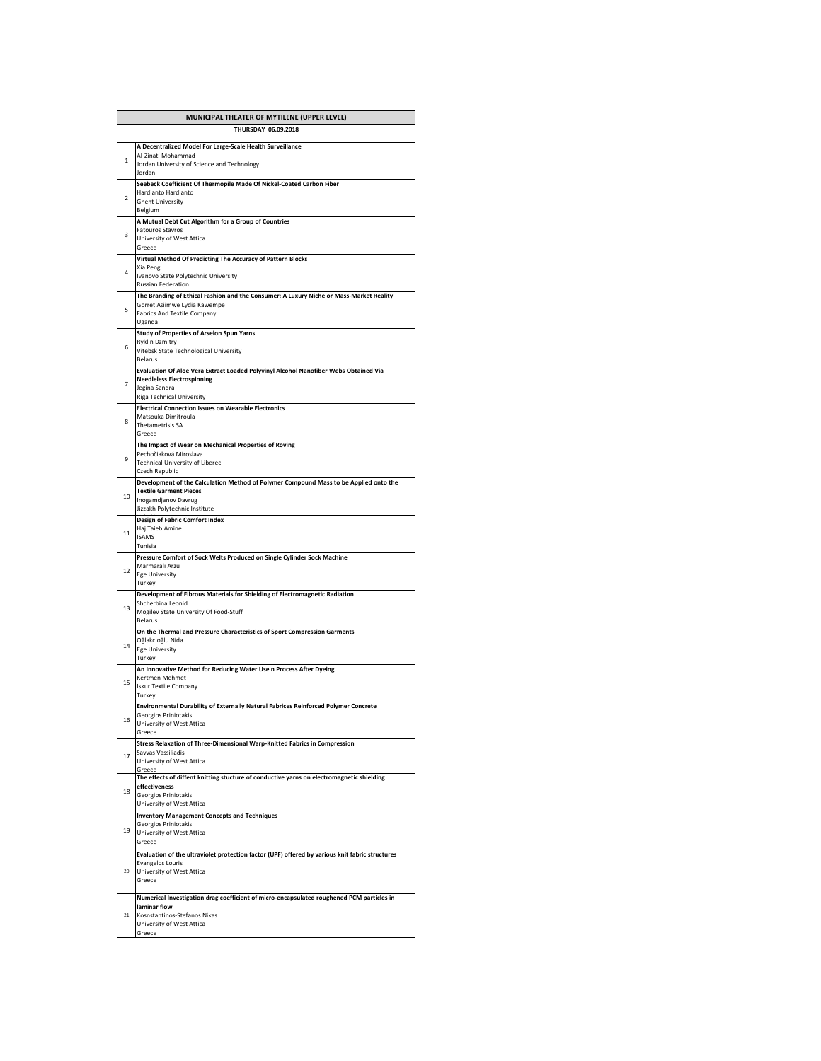| MUNICIPAL THEATER OF MYTILENE (UPPER LEVEL) | |
|---|---|
| THURSDAY 06.09.2018 | |
| 1 | **A Decentralized Model For Large-Scale Health Surveillance**<br>Al-Zinati Mohammad<br>Jordan University of Science and Technology<br>Jordan |
| 2 | **Seebeck Coefficient Of Thermopile Made Of Nickel-Coated Carbon Fiber**<br>Hardianto Hardianto<br>Ghent University<br>Belgium |
| 3 | **A Mutual Debt Cut Algorithm for a Group of Countries**<br>Fatouros Stavros<br>University of West Attica<br>Greece |
| 4 | **Virtual Method Of Predicting The Accuracy of Pattern Blocks**<br>Xia Peng<br>Ivanovo State Polytechnic University<br>Russian Federation |
| 5 | **The Branding of Ethical Fashion and the Consumer: A Luxury Niche or Mass-Market Reality**<br>Gorret Asiimwe Lydia Kawempe<br>Fabrics And Textile Company<br>Uganda |
| 6 | **Study of Properties of Arselon Spun Yarns**<br>Ryklin Dzmitry<br>Vitebsk State Technological University<br>Belarus |
| 7 | **Evaluation Of Aloe Vera Extract Loaded Polyvinyl Alcohol Nanofiber Webs Obtained Via Needleless Electrospinning**<br>Jegina Sandra<br>Riga Technical University |
| 8 | **Electrical Connection Issues on Wearable Electronics**<br>Matsouka Dimitroula<br>Thetametrisis SA<br>Greece |
| 9 | **The Impact of Wear on Mechanical Properties of Roving**<br>Pechočiaková Miroslava<br>Technical University of Liberec<br>Czech Republic |
| 10 | **Development of the Calculation Method of Polymer Compound Mass to be Applied onto the Textile Garment Pieces**<br>Inogamdjanov Davrug<br>Jizzakh Polytechnic Institute |
| 11 | **Design of Fabric Comfort Index**<br>Haj Taieb Amine<br>ISAMS<br>Tunisia |
| 12 | **Pressure Comfort of Sock Welts Produced on Single Cylinder Sock Machine**<br>Marmaralı Arzu<br>Ege University<br>Turkey |
| 13 | **Development of Fibrous Materials for Shielding of Electromagnetic Radiation**<br>Shcherbina Leonid<br>Mogilev State University Of Food-Stuff<br>Belarus |
| 14 | **On the Thermal and Pressure Characteristics of Sport Compression Garments**<br>Oğlakcıoğlu Nida<br>Ege University<br>Turkey |
| 15 | **An Innovative Method for Reducing Water Use n Process After Dyeing**<br>Kertmen Mehmet<br>Iskur Textile Company<br>Turkey |
| 16 | **Environmental Durability of Externally Natural Fabrices Reinforced Polymer Concrete**<br>Georgios Priniotakis<br>University of West Attica<br>Greece |
| 17 | **Stress Relaxation of Three-Dimensional Warp-Knitted Fabrics in Compression**<br>Savvas Vassiliadis<br>University of West Attica<br>Greece |
| 18 | **The effects of diffent knitting stucture of conductive yarns on electromagnetic shielding effectiveness**<br>Georgios Priniotakis<br>University of West Attica |
| 19 | **Inventory Management Concepts and Techniques**<br>Georgios Priniotakis<br>University of West Attica<br>Greece |
| 20 | **Evaluation of the ultraviolet protection factor (UPF) offered by various knit fabric structures**<br>Evangelos Louris<br>University of West Attica<br>Greece |
| 21 | **Numerical Investigation drag coefficient of micro-encapsulated roughened PCM particles in laminar flow**<br>Kosnstantinos-Stefanos Nikas<br>University of West Attica<br>Greece |